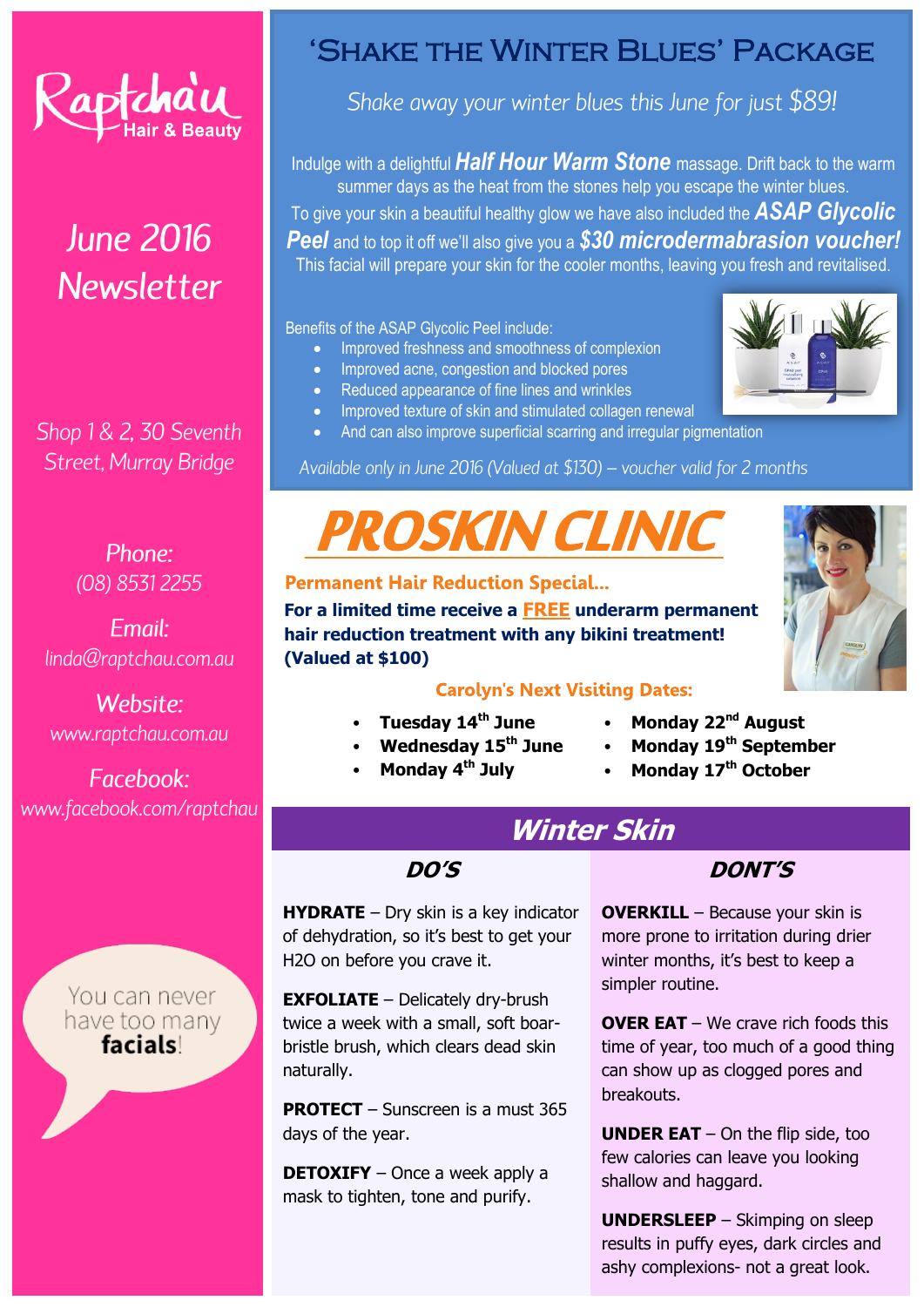# Raptchau Hair & Beauty

## June 2016 Newsletter

Shop 1 & 2, 30 Seventh Street, Murray Bridge

Phone:
(08) 8531 2255

Email:
linda@raptchau.com.au

Website:
www.raptchau.com.au

Facebook:
www.facebook.com/raptchau

You can never have too many **facials**!

## 'Shake the Winter Blues' Package

*Shake away your winter blues this June for just $89!*

Indulge with a delightful ***Half Hour Warm Stone*** massage. Drift back to the warm summer days as the heat from the stones help you escape the winter blues. To give your skin a beautiful healthy glow we have also included the ***ASAP Glycolic Peel*** and to top it off we'll also give you a ***$30 microdermabrasion voucher!*** This facial will prepare your skin for the cooler months, leaving you fresh and revitalised.

Benefits of the ASAP Glycolic Peel include:

- Improved freshness and smoothness of complexion
- Improved acne, congestion and blocked pores
- Reduced appearance of fine lines and wrinkles
- Improved texture of skin and stimulated collagen renewal
- And can also improve superficial scarring and irregular pigmentation

*Available only in June 2016 (Valued at $130) – voucher valid for 2 months*

## PROSKIN CLINIC

**Permanent Hair Reduction Special...**

**For a limited time receive a FREE underarm permanent hair reduction treatment with any bikini treatment! (Valued at $100)**

**Carolyn's Next Visiting Dates:**

- **Tuesday 14th June**
- **Wednesday 15th June**
- **Monday 4th July**
- **Monday 22nd August**
- **Monday 19th September**
- **Monday 17th October**

## Winter Skin

### DO'S

**HYDRATE** – Dry skin is a key indicator of dehydration, so it's best to get your H2O on before you crave it.

**EXFOLIATE** – Delicately dry-brush twice a week with a small, soft boar-bristle brush, which clears dead skin naturally.

**PROTECT** – Sunscreen is a must 365 days of the year.

**DETOXIFY** – Once a week apply a mask to tighten, tone and purify.

### DONT'S

**OVERKILL** – Because your skin is more prone to irritation during drier winter months, it's best to keep a simpler routine.

**OVER EAT** – We crave rich foods this time of year, too much of a good thing can show up as clogged pores and breakouts.

**UNDER EAT** – On the flip side, too few calories can leave you looking shallow and haggard.

**UNDERSLEEP** – Skimping on sleep results in puffy eyes, dark circles and ashy complexions- not a great look.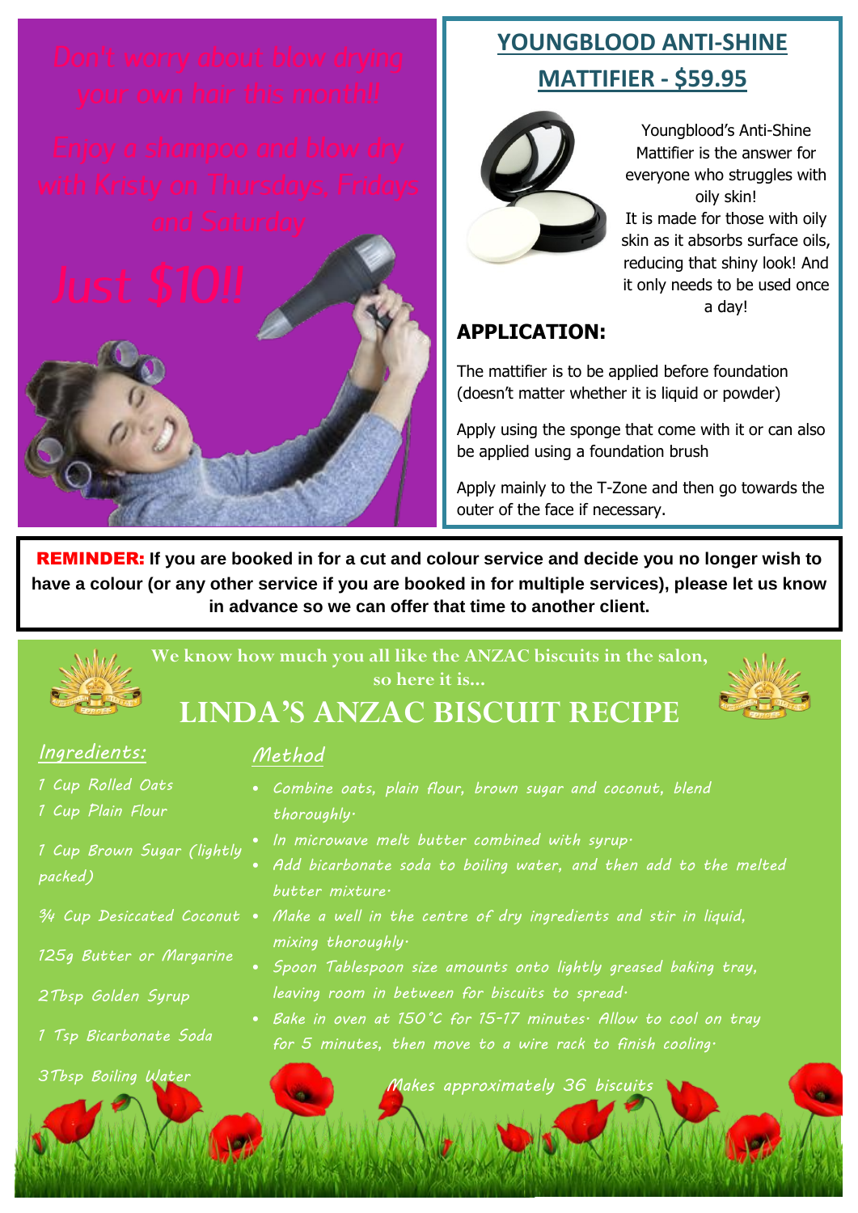Don't worry about blow drying your own hair this month!!

Enjoy a shampoo and blow dry with Kristy on Thursdays, Fridays and Saturday

Just $10!!

## YOUNGBLOOD ANTI-SHINE MATTIFIER - $59.95

Youngblood's Anti-Shine Mattifier is the answer for everyone who struggles with oily skin!
It is made for those with oily skin as it absorbs surface oils, reducing that shiny look! And it only needs to be used once a day!

### APPLICATION:

The mattifier is to be applied before foundation (doesn't matter whether it is liquid or powder)

Apply using the sponge that come with it or can also be applied using a foundation brush

Apply mainly to the T-Zone and then go towards the outer of the face if necessary.

**REMINDER: If you are booked in for a cut and colour service and decide you no longer wish to have a colour (or any other service if you are booked in for multiple services), please let us know in advance so we can offer that time to another client.**

**We know how much you all like the ANZAC biscuits in the salon, so here it is...**

## LINDA'S ANZAC BISCUIT RECIPE

### Ingredients:

1 Cup Rolled Oats
1 Cup Plain Flour
1 Cup Brown Sugar (lightly packed)
¾ Cup Desiccated Coconut
125g Butter or Margarine
2Tbsp Golden Syrup
1 Tsp Bicarbonate Soda
3Tbsp Boiling Water

### Method

- Combine oats, plain flour, brown sugar and coconut, blend thoroughly.
- In microwave melt butter combined with syrup.
- Add bicarbonate soda to boiling water, and then add to the melted butter mixture.
- Make a well in the centre of dry ingredients and stir in liquid, mixing thoroughly.
- Spoon Tablespoon size amounts onto lightly greased baking tray, leaving room in between for biscuits to spread.
- Bake in oven at 150°C for 15-17 minutes. Allow to cool on tray for 5 minutes, then move to a wire rack to finish cooling.

Makes approximately 36 biscuits